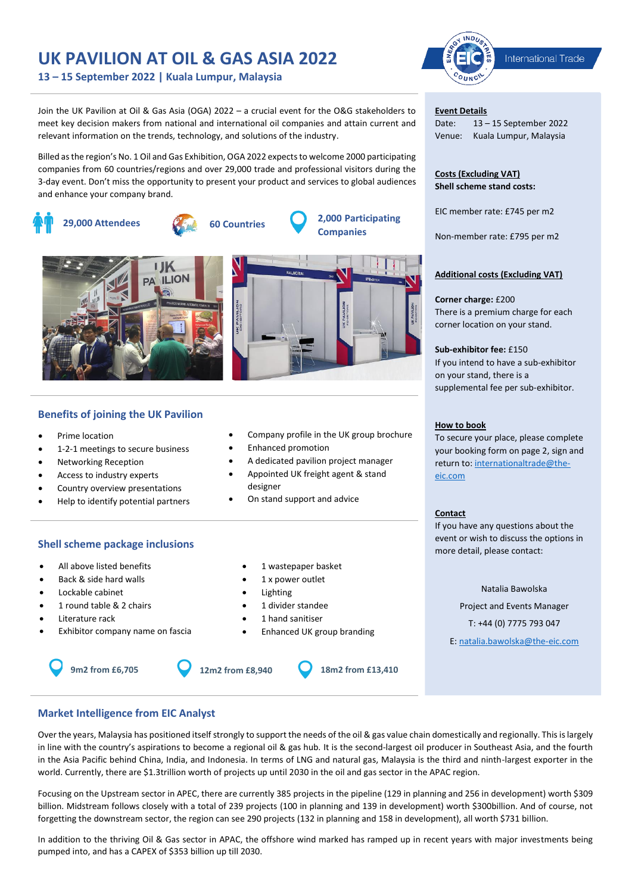# UK PAVILION AT OIL & GAS ASIA 2022

**13 – 15 September 2022 | Kuala Lumpur, Malaysia**

Join the UK Pavilion at Oil & Gas Asia (OGA) 2022 – a crucial event for the O&G stakeholders to meet key decision makers from national and international oil companies and attain current and relevant information on the trends, technology, and solutions of the industry.

Billed as the region's No. 1 Oil and Gas Exhibition, OGA 2022 expects to welcome 2000 participating companies from 60 countries/regions and over 29,000 trade and professional visitors during the 3-day event. Don't miss the opportunity to present your product and services to global audiences and enhance your company brand.

**29,000 Attendees** | **60 Countries** | **2,000 Participating Companies**

## Benefits of joining the UK Pavilion

- Prime location
- 1-2-1 meetings to secure business
- Networking Reception
- Access to industry experts
- Country overview presentations
- Help to identify potential partners
- Company profile in the UK group brochure
- Enhanced promotion
- A dedicated pavilion project manager
- Appointed UK freight agent & stand designer
- On stand support and advice

## Shell scheme package inclusions

- All above listed benefits
- Back & side hard walls
- Lockable cabinet
- 1 round table & 2 chairs
- Literature rack
- Exhibitor company name on fascia
- 1 wastepaper basket
- 1 x power outlet
- Lighting
- 1 divider standee
- 1 hand sanitiser
- Enhanced UK group branding

**9m2 from £6,705** | **12m2 from £8,940** | **18m2 from £13,410**

**Event Details**

Date: 13 – 15 September 2022

Venue: Kuala Lumpur, Malaysia

**Costs (Excluding VAT)**

**Shell scheme stand costs:**

EIC member rate: £745 per m2

Non-member rate: £795 per m2

**Additional costs (Excluding VAT)**

**Corner charge:** £200

There is a premium charge for each corner location on your stand.

**Sub-exhibitor fee:** £150

If you intend to have a sub-exhibitor on your stand, there is a supplemental fee per sub-exhibitor.

**How to book**

To secure your place, please complete your booking form on page 2, sign and return to: internationaltrade@the-eic.com

**Contact**

If you have any questions about the event or wish to discuss the options in more detail, please contact:

Natalia Bawolska

Project and Events Manager

T: +44 (0) 7775 793 047

E: natalia.bawolska@the-eic.com

## Market Intelligence from EIC Analyst

Over the years, Malaysia has positioned itself strongly to support the needs of the oil & gas value chain domestically and regionally. This is largely in line with the country's aspirations to become a regional oil & gas hub. It is the second-largest oil producer in Southeast Asia, and the fourth in the Asia Pacific behind China, India, and Indonesia. In terms of LNG and natural gas, Malaysia is the third and ninth-largest exporter in the world. Currently, there are $1.3trillion worth of projects up until 2030 in the oil and gas sector in the APAC region.

Focusing on the Upstream sector in APEC, there are currently 385 projects in the pipeline (129 in planning and 256 in development) worth $309 billion. Midstream follows closely with a total of 239 projects (100 in planning and 139 in development) worth $300billion. And of course, not forgetting the downstream sector, the region can see 290 projects (132 in planning and 158 in development), all worth $731 billion.

In addition to the thriving Oil & Gas sector in APAC, the offshore wind marked has ramped up in recent years with major investments being pumped into, and has a CAPEX of $353 billion up till 2030.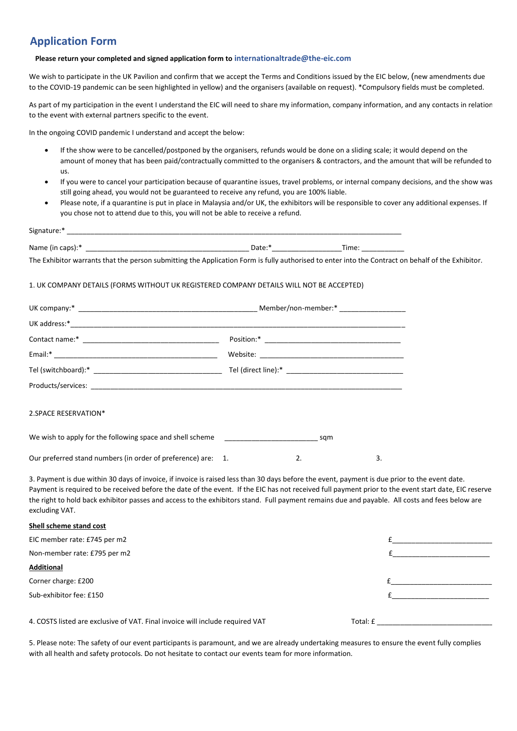# Application Form

**Please return your completed and signed application form to internationaltrade@the-eic.com**

We wish to participate in the UK Pavilion and confirm that we accept the Terms and Conditions issued by the EIC below, (new amendments due to the COVID-19 pandemic can be seen highlighted in yellow) and the organisers (available on request). *Compulsory fields must be completed.

As part of my participation in the event I understand the EIC will need to share my information, company information, and any contacts in relation to the event with external partners specific to the event.

In the ongoing COVID pandemic I understand and accept the below:

- If the show were to be cancelled/postponed by the organisers, refunds would be done on a sliding scale; it would depend on the amount of money that has been paid/contractually committed to the organisers & contractors, and the amount that will be refunded to us.
- If you were to cancel your participation because of quarantine issues, travel problems, or internal company decisions, and the show was still going ahead, you would not be guaranteed to receive any refund, you are 100% liable.
- Please note, if a quarantine is put in place in Malaysia and/or UK, the exhibitors will be responsible to cover any additional expenses. If you chose not to attend due to this, you will not be able to receive a refund.

Signature:* ______________________________________________

Name (in caps):* ______________________________ Date:* ______________ Time: __________

The Exhibitor warrants that the person submitting the Application Form is fully authorised to enter into the Contract on behalf of the Exhibitor.

1. UK COMPANY DETAILS (FORMS WITHOUT UK REGISTERED COMPANY DETAILS WILL NOT BE ACCEPTED)

UK company:* ______________________________ Member/non-member:* ______________

UK address:* ______________________________________________

Contact name:* ______________________ Position:* ______________________

Email:* ______________________ Website: ______________________

Tel (switchboard):* ______________________ Tel (direct line):* ______________________

Products/services: ______________________________________________

2.SPACE RESERVATION*

We wish to apply for the following space and shell scheme ______________ sqm

Our preferred stand numbers (in order of preference) are: 1. 2. 3.

3. Payment is due within 30 days of invoice, if invoice is raised less than 30 days before the event, payment is due prior to the event date. Payment is required to be received before the date of the event. If the EIC has not received full payment prior to the event start date, EIC reserve the right to hold back exhibitor passes and access to the exhibitors stand. Full payment remains due and payable. All costs and fees below are excluding VAT.

**Shell scheme stand cost**

EIC member rate: £745 per m2 £______________

Non-member rate: £795 per m2 £______________

**Additional**

Corner charge: £200 £______________

Sub-exhibitor fee: £150 £______________

4. COSTS listed are exclusive of VAT. Final invoice will include required VAT Total: £ ______________

5. Please note: The safety of our event participants is paramount, and we are already undertaking measures to ensure the event fully complies with all health and safety protocols. Do not hesitate to contact our events team for more information.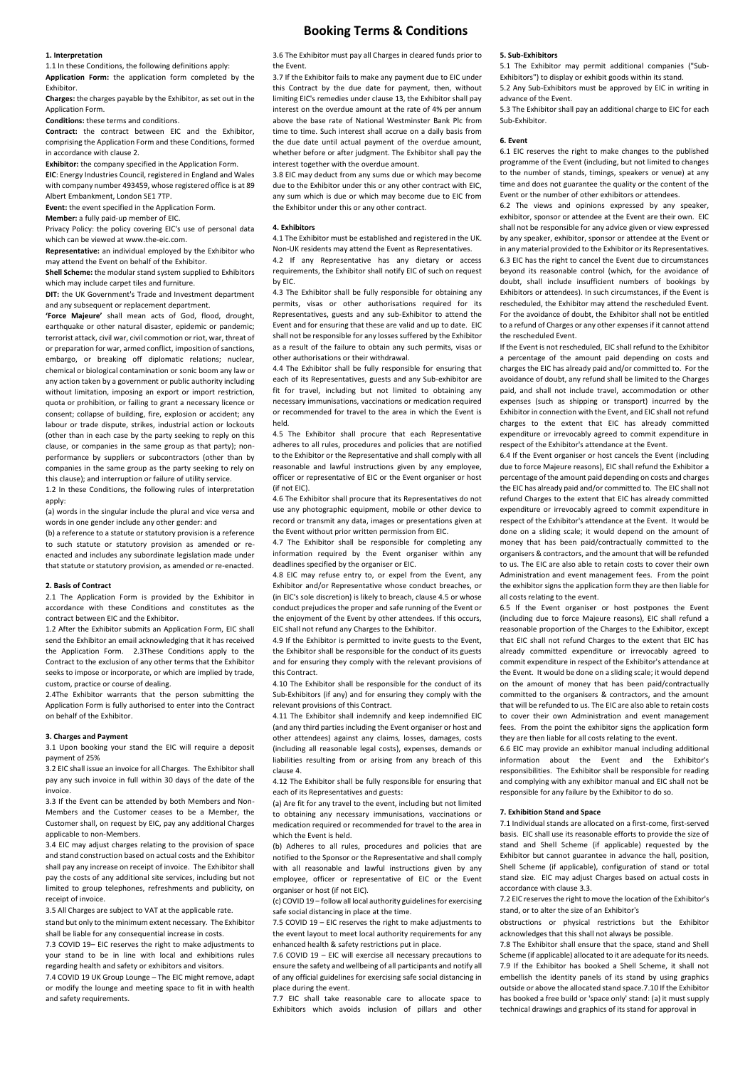# Booking Terms & Conditions

## 1. Interpretation

1.1 In these Conditions, the following definitions apply:

**Application Form:** the application form completed by the Exhibitor.

**Charges:** the charges payable by the Exhibitor, as set out in the Application Form.

**Conditions:** these terms and conditions.

**Contract:** the contract between EIC and the Exhibitor, comprising the Application Form and these Conditions, formed in accordance with clause 2.

**Exhibitor:** the company specified in the Application Form.

**EIC**: Energy Industries Council, registered in England and Wales with company number 493459, whose registered office is at 89 Albert Embankment, London SE1 7TP.

**Event:** the event specified in the Application Form.

**Member:** a fully paid-up member of EIC.

Privacy Policy: the policy covering EIC's use of personal data which can be viewed at www.the-eic.com.

**Representative:** an individual employed by the Exhibitor who may attend the Event on behalf of the Exhibitor.

**Shell Scheme:** the modular stand system supplied to Exhibitors which may include carpet tiles and furniture.

**DIT:** the UK Government's Trade and Investment department and any subsequent or replacement department.

**'Force Majeure'** shall mean acts of God, flood, drought, earthquake or other natural disaster, epidemic or pandemic; terrorist attack, civil war, civil commotion or riot, war, threat of or preparation for war, armed conflict, imposition of sanctions, embargo, or breaking off diplomatic relations; nuclear, chemical or biological contamination or sonic boom any law or any action taken by a government or public authority including without limitation, imposing an export or import restriction, quota or prohibition, or failing to grant a necessary licence or consent; collapse of building, fire, explosion or accident; any labour or trade dispute, strikes, industrial action or lockouts (other than in each case by the party seeking to reply on this clause, or companies in the same group as that party); non-performance by suppliers or subcontractors (other than by companies in the same group as the party seeking to rely on this clause); and interruption or failure of utility service.

1.2 In these Conditions, the following rules of interpretation apply:

(a) words in the singular include the plural and vice versa and words in one gender include any other gender: and

(b) a reference to a statute or statutory provision is a reference to such statute or statutory provision as amended or re-enacted and includes any subordinate legislation made under that statute or statutory provision, as amended or re-enacted.

## 2. Basis of Contract

2.1 The Application Form is provided by the Exhibitor in accordance with these Conditions and constitutes as the contract between EIC and the Exhibitor.

1.2 After the Exhibitor submits an Application Form, EIC shall send the Exhibitor an email acknowledging that it has received the Application Form. 2.3These Conditions apply to the Contract to the exclusion of any other terms that the Exhibitor seeks to impose or incorporate, or which are implied by trade, custom, practice or course of dealing.

2.4The Exhibitor warrants that the person submitting the Application Form is fully authorised to enter into the Contract on behalf of the Exhibitor.

## 3. Charges and Payment

3.1 Upon booking your stand the EIC will require a deposit payment of 25%

3.2 EIC shall issue an invoice for all Charges. The Exhibitor shall pay any such invoice in full within 30 days of the date of the invoice.

3.3 If the Event can be attended by both Members and Non-Members and the Customer ceases to be a Member, the Customer shall, on request by EIC, pay any additional Charges applicable to non-Members.

3.4 EIC may adjust charges relating to the provision of space and stand construction based on actual costs and the Exhibitor shall pay any increase on receipt of invoice. The Exhibitor shall pay the costs of any additional site services, including but not limited to group telephones, refreshments and publicity, on receipt of invoice.

3.5 All Charges are subject to VAT at the applicable rate.

stand but only to the minimum extent necessary. The Exhibitor shall be liable for any consequential increase in costs.

7.3 COVID 19– EIC reserves the right to make adjustments to your stand to be in line with local and exhibitions rules regarding health and safety or exhibitors and visitors.

7.4 COVID 19 UK Group Lounge – The EIC might remove, adapt or modify the lounge and meeting space to fit in with health and safety requirements.

3.6 The Exhibitor must pay all Charges in cleared funds prior to the Event.

3.7 If the Exhibitor fails to make any payment due to EIC under this Contract by the due date for payment, then, without limiting EIC's remedies under clause 13, the Exhibitor shall pay interest on the overdue amount at the rate of 4% per annum above the base rate of National Westminster Bank Plc from time to time. Such interest shall accrue on a daily basis from the due date until actual payment of the overdue amount, whether before or after judgment. The Exhibitor shall pay the interest together with the overdue amount.

3.8 EIC may deduct from any sums due or which may become due to the Exhibitor under this or any other contract with EIC, any sum which is due or which may become due to EIC from the Exhibitor under this or any other contract.

## 4. Exhibitors

4.1 The Exhibitor must be established and registered in the UK. Non-UK residents may attend the Event as Representatives.

4.2 If any Representative has any dietary or access requirements, the Exhibitor shall notify EIC of such on request by EIC.

4.3 The Exhibitor shall be fully responsible for obtaining any permits, visas or other authorisations required for its Representatives, guests and any sub-Exhibitor to attend the Event and for ensuring that these are valid and up to date. EIC shall not be responsible for any losses suffered by the Exhibitor as a result of the failure to obtain any such permits, visas or other authorisations or their withdrawal.

4.4 The Exhibitor shall be fully responsible for ensuring that each of its Representatives, guests and any Sub-exhibitor are fit for travel, including but not limited to obtaining any necessary immunisations, vaccinations or medication required or recommended for travel to the area in which the Event is held.

4.5 The Exhibitor shall procure that each Representative adheres to all rules, procedures and policies that are notified to the Exhibitor or the Representative and shall comply with all reasonable and lawful instructions given by any employee, officer or representative of EIC or the Event organiser or host (if not EIC).

4.6 The Exhibitor shall procure that its Representatives do not use any photographic equipment, mobile or other device to record or transmit any data, images or presentations given at the Event without prior written permission from EIC.

4.7 The Exhibitor shall be responsible for completing any information required by the Event organiser within any deadlines specified by the organiser or EIC.

4.8 EIC may refuse entry to, or expel from the Event, any Exhibitor and/or Representative whose conduct breaches, or (in EIC's sole discretion) is likely to breach, clause 4.5 or whose conduct prejudices the proper and safe running of the Event or the enjoyment of the Event by other attendees. If this occurs, EIC shall not refund any Charges to the Exhibitor.

4.9 If the Exhibitor is permitted to invite guests to the Event, the Exhibitor shall be responsible for the conduct of its guests and for ensuring they comply with the relevant provisions of this Contract.

4.10 The Exhibitor shall be responsible for the conduct of its Sub-Exhibitors (if any) and for ensuring they comply with the relevant provisions of this Contract.

4.11 The Exhibitor shall indemnify and keep indemnified EIC (and any third parties including the Event organiser or host and other attendees) against any claims, losses, damages, costs (including all reasonable legal costs), expenses, demands or liabilities resulting from or arising from any breach of this clause 4.

4.12 The Exhibitor shall be fully responsible for ensuring that each of its Representatives and guests:

(a) Are fit for any travel to the event, including but not limited to obtaining any necessary immunisations, vaccinations or medication required or recommended for travel to the area in which the Event is held.

(b) Adheres to all rules, procedures and policies that are notified to the Sponsor or the Representative and shall comply with all reasonable and lawful instructions given by any employee, officer or representative of EIC or the Event organiser or host (if not EIC).

(c) COVID 19 – follow all local authority guidelines for exercising safe social distancing in place at the time.

7.5 COVID 19 – EIC reserves the right to make adjustments to the event layout to meet local authority requirements for any enhanced health & safety restrictions put in place.

7.6 COVID 19 – EIC will exercise all necessary precautions to ensure the safety and wellbeing of all participants and notify all of any official guidelines for exercising safe social distancing in place during the event.

7.7 EIC shall take reasonable care to allocate space to Exhibitors which avoids inclusion of pillars and other

## 5. Sub-Exhibitors

5.1 The Exhibitor may permit additional companies ("Sub-Exhibitors") to display or exhibit goods within its stand.

5.2 Any Sub-Exhibitors must be approved by EIC in writing in advance of the Event.

5.3 The Exhibitor shall pay an additional charge to EIC for each Sub-Exhibitor.

## 6. Event

6.1 EIC reserves the right to make changes to the published programme of the Event (including, but not limited to changes to the number of stands, timings, speakers or venue) at any time and does not guarantee the quality or the content of the Event or the number of other exhibitors or attendees.

6.2 The views and opinions expressed by any speaker, exhibitor, sponsor or attendee at the Event are their own. EIC shall not be responsible for any advice given or view expressed by any speaker, exhibitor, sponsor or attendee at the Event or in any material provided to the Exhibitor or its Representatives.

6.3 EIC has the right to cancel the Event due to circumstances beyond its reasonable control (which, for the avoidance of doubt, shall include insufficient numbers of bookings by Exhibitors or attendees). In such circumstances, if the Event is rescheduled, the Exhibitor may attend the rescheduled Event. For the avoidance of doubt, the Exhibitor shall not be entitled to a refund of Charges or any other expenses if it cannot attend the rescheduled Event.

If the Event is not rescheduled, EIC shall refund to the Exhibitor a percentage of the amount paid depending on costs and charges the EIC has already paid and/or committed to. For the avoidance of doubt, any refund shall be limited to the Charges paid, and shall not include travel, accommodation or other expenses (such as shipping or transport) incurred by the Exhibitor in connection with the Event, and EIC shall not refund charges to the extent that EIC has already committed expenditure or irrevocably agreed to commit expenditure in respect of the Exhibitor's attendance at the Event.

6.4 If the Event organiser or host cancels the Event (including due to force Majeure reasons), EIC shall refund the Exhibitor a percentage of the amount paid depending on costs and charges the EIC has already paid and/or committed to. The EIC shall not refund Charges to the extent that EIC has already committed expenditure or irrevocably agreed to commit expenditure in respect of the Exhibitor's attendance at the Event. It would be done on a sliding scale; it would depend on the amount of money that has been paid/contractually committed to the organisers & contractors, and the amount that will be refunded to us. The EIC are also able to retain costs to cover their own Administration and event management fees. From the point the exhibitor signs the application form they are then liable for all costs relating to the event.

6.5 If the Event organiser or host postpones the Event (including due to force Majeure reasons), EIC shall refund a reasonable proportion of the Charges to the Exhibitor, except that EIC shall not refund Charges to the extent that EIC has already committed expenditure or irrevocably agreed to commit expenditure in respect of the Exhibitor's attendance at the Event. It would be done on a sliding scale; it would depend on the amount of money that has been paid/contractually committed to the organisers & contractors, and the amount that will be refunded to us. The EIC are also able to retain costs to cover their own Administration and event management fees. From the point the exhibitor signs the application form they are then liable for all costs relating to the event.

6.6 EIC may provide an exhibitor manual including additional information about the Event and the Exhibitor's responsibilities. The Exhibitor shall be responsible for reading and complying with any exhibitor manual and EIC shall not be responsible for any failure by the Exhibitor to do so.

## 7. Exhibition Stand and Space

7.1 Individual stands are allocated on a first-come, first-served basis. EIC shall use its reasonable efforts to provide the size of stand and Shell Scheme (if applicable) requested by the Exhibitor but cannot guarantee in advance the hall, position, Shell Scheme (if applicable), configuration of stand or total stand size. EIC may adjust Charges based on actual costs in accordance with clause 3.3.

7.2 EIC reserves the right to move the location of the Exhibitor's stand, or to alter the size of an Exhibitor's

obstructions or physical restrictions but the Exhibitor acknowledges that this shall not always be possible.

7.8 The Exhibitor shall ensure that the space, stand and Shell Scheme (if applicable) allocated to it are adequate for its needs.

7.9 If the Exhibitor has booked a Shell Scheme, it shall not embellish the identity panels of its stand by using graphics outside or above the allocated stand space.7.10 If the Exhibitor has booked a free build or 'space only' stand: (a) it must supply technical drawings and graphics of its stand for approval in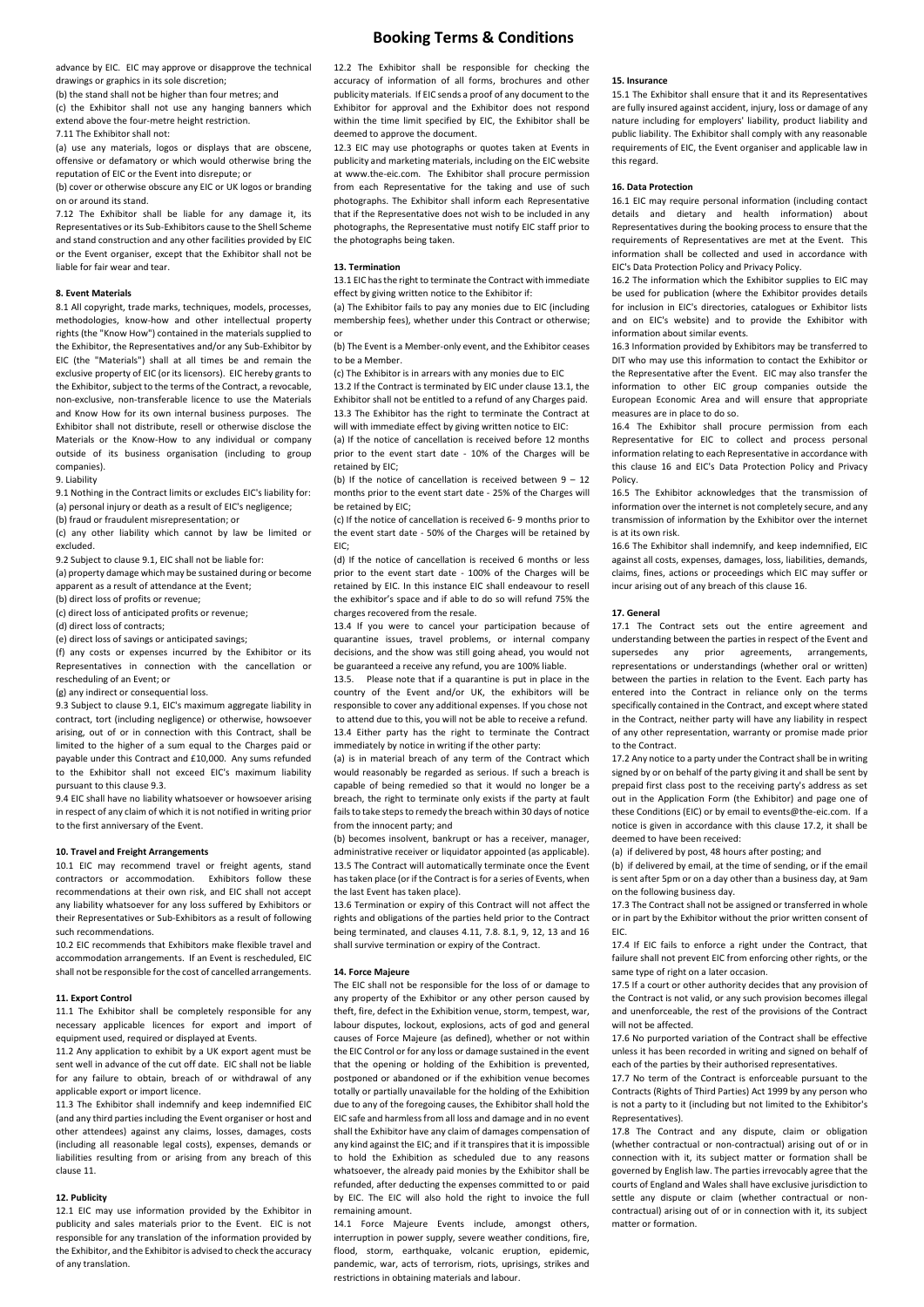# Booking Terms & Conditions

advance by EIC. EIC may approve or disapprove the technical drawings or graphics in its sole discretion;

(b) the stand shall not be higher than four metres; and

(c) the Exhibitor shall not use any hanging banners which extend above the four-metre height restriction.

7.11 The Exhibitor shall not:

(a) use any materials, logos or displays that are obscene, offensive or defamatory or which would otherwise bring the reputation of EIC or the Event into disrepute; or

(b) cover or otherwise obscure any EIC or UK logos or branding on or around its stand.

7.12 The Exhibitor shall be liable for any damage it, its Representatives or its Sub-Exhibitors cause to the Shell Scheme and stand construction and any other facilities provided by EIC or the Event organiser, except that the Exhibitor shall not be liable for fair wear and tear.

**8. Event Materials**

8.1 All copyright, trade marks, techniques, models, processes, methodologies, know-how and other intellectual property rights (the "Know How") contained in the materials supplied to the Exhibitor, the Representatives and/or any Sub-Exhibitor by EIC (the "Materials") shall at all times be and remain the exclusive property of EIC (or its licensors). EIC hereby grants to the Exhibitor, subject to the terms of the Contract, a revocable, non-exclusive, non-transferable licence to use the Materials and Know How for its own internal business purposes. The Exhibitor shall not distribute, resell or otherwise disclose the Materials or the Know-How to any individual or company outside of its business organisation (including to group companies).

9. Liability

9.1 Nothing in the Contract limits or excludes EIC's liability for:

(a) personal injury or death as a result of EIC's negligence;

(b) fraud or fraudulent misrepresentation; or

(c) any other liability which cannot by law be limited or excluded.

9.2 Subject to clause 9.1, EIC shall not be liable for:

(a) property damage which may be sustained during or become apparent as a result of attendance at the Event;

(b) direct loss of profits or revenue;

(c) direct loss of anticipated profits or revenue;

(d) direct loss of contracts;

(e) direct loss of savings or anticipated savings;

(f) any costs or expenses incurred by the Exhibitor or its Representatives in connection with the cancellation or rescheduling of an Event; or

(g) any indirect or consequential loss.

9.3 Subject to clause 9.1, EIC's maximum aggregate liability in contract, tort (including negligence) or otherwise, howsoever arising, out of or in connection with this Contract, shall be limited to the higher of a sum equal to the Charges paid or payable under this Contract and £10,000. Any sums refunded to the Exhibitor shall not exceed EIC's maximum liability pursuant to this clause 9.3.

9.4 EIC shall have no liability whatsoever or howsoever arising in respect of any claim of which it is not notified in writing prior to the first anniversary of the Event.

**10. Travel and Freight Arrangements**

10.1 EIC may recommend travel or freight agents, stand contractors or accommodation. Exhibitors follow these recommendations at their own risk, and EIC shall not accept any liability whatsoever for any loss suffered by Exhibitors or their Representatives or Sub-Exhibitors as a result of following such recommendations.

10.2 EIC recommends that Exhibitors make flexible travel and accommodation arrangements. If an Event is rescheduled, EIC shall not be responsible for the cost of cancelled arrangements.

**11. Export Control**

11.1 The Exhibitor shall be completely responsible for any necessary applicable licences for export and import of equipment used, required or displayed at Events.

11.2 Any application to exhibit by a UK export agent must be sent well in advance of the cut off date. EIC shall not be liable for any failure to obtain, breach of or withdrawal of any applicable export or import licence.

11.3 The Exhibitor shall indemnify and keep indemnified EIC (and any third parties including the Event organiser or host and other attendees) against any claims, losses, damages, costs (including all reasonable legal costs), expenses, demands or liabilities resulting from or arising from any breach of this clause 11.

**12. Publicity**

12.1 EIC may use information provided by the Exhibitor in publicity and sales materials prior to the Event. EIC is not responsible for any translation of the information provided by the Exhibitor, and the Exhibitor is advised to check the accuracy of any translation.

12.2 The Exhibitor shall be responsible for checking the accuracy of information of all forms, brochures and other publicity materials. If EIC sends a proof of any document to the Exhibitor for approval and the Exhibitor does not respond within the time limit specified by EIC, the Exhibitor shall be deemed to approve the document.

12.3 EIC may use photographs or quotes taken at Events in publicity and marketing materials, including on the EIC website at www.the-eic.com. The Exhibitor shall procure permission from each Representative for the taking and use of such photographs. The Exhibitor shall inform each Representative that if the Representative does not wish to be included in any photographs, the Representative must notify EIC staff prior to the photographs being taken.

**13. Termination**

13.1 EIC has the right to terminate the Contract with immediate effect by giving written notice to the Exhibitor if:

(a) The Exhibitor fails to pay any monies due to EIC (including membership fees), whether under this Contract or otherwise; or

(b) The Event is a Member-only event, and the Exhibitor ceases to be a Member.

(c) The Exhibitor is in arrears with any monies due to EIC

13.2 If the Contract is terminated by EIC under clause 13.1, the Exhibitor shall not be entitled to a refund of any Charges paid.

13.3 The Exhibitor has the right to terminate the Contract at will with immediate effect by giving written notice to EIC:

(a) If the notice of cancellation is received before 12 months prior to the event start date - 10% of the Charges will be retained by EIC;

(b) If the notice of cancellation is received between 9 – 12 months prior to the event start date - 25% of the Charges will be retained by EIC;

(c) If the notice of cancellation is received 6- 9 months prior to the event start date - 50% of the Charges will be retained by EIC;

(d) If the notice of cancellation is received 6 months or less prior to the event start date - 100% of the Charges will be retained by EIC. In this instance EIC shall endeavour to resell the exhibitor's space and if able to do so will refund 75% the charges recovered from the resale.

13.4 If you were to cancel your participation because of quarantine issues, travel problems, or internal company decisions, and the show was still going ahead, you would not be guaranteed a receive any refund, you are 100% liable.

13.5. Please note that if a quarantine is put in place in the country of the Event and/or UK, the exhibitors will be responsible to cover any additional expenses. If you chose not to attend due to this, you will not be able to receive a refund.

13.4 Either party has the right to terminate the Contract immediately by notice in writing if the other party:

(a) is in material breach of any term of the Contract which would reasonably be regarded as serious. If such a breach is capable of being remedied so that it would no longer be a breach, the right to terminate only exists if the party at fault fails to take steps to remedy the breach within 30 days of notice from the innocent party; and

(b) becomes insolvent, bankrupt or has a receiver, manager, administrative receiver or liquidator appointed (as applicable).

13.5 The Contract will automatically terminate once the Event has taken place (or if the Contract is for a series of Events, when the last Event has taken place).

13.6 Termination or expiry of this Contract will not affect the rights and obligations of the parties held prior to the Contract being terminated, and clauses 4.11, 7.8. 8.1, 9, 12, 13 and 16 shall survive termination or expiry of the Contract.

**14. Force Majeure**

The EIC shall not be responsible for the loss of or damage to any property of the Exhibitor or any other person caused by theft, fire, defect in the Exhibition venue, storm, tempest, war, labour disputes, lockout, explosions, acts of god and general causes of Force Majeure (as defined), whether or not within the EIC Control or for any loss or damage sustained in the event that the opening or holding of the Exhibition is prevented, postponed or abandoned or if the exhibition venue becomes totally or partially unavailable for the holding of the Exhibition due to any of the foregoing causes, the Exhibitor shall hold the EIC safe and harmless from all loss and damage and in no event shall the Exhibitor have any claim of damages compensation of any kind against the EIC; and if it transpires that it is impossible to hold the Exhibition as scheduled due to any reasons whatsoever, the already paid monies by the Exhibitor shall be refunded, after deducting the expenses committed to or paid by EIC. The EIC will also hold the right to invoice the full remaining amount.

14.1 Force Majeure Events include, amongst others, interruption in power supply, severe weather conditions, fire, flood, storm, earthquake, volcanic eruption, epidemic, pandemic, war, acts of terrorism, riots, uprisings, strikes and restrictions in obtaining materials and labour.

**15. Insurance**

15.1 The Exhibitor shall ensure that it and its Representatives are fully insured against accident, injury, loss or damage of any nature including for employers' liability, product liability and public liability. The Exhibitor shall comply with any reasonable requirements of EIC, the Event organiser and applicable law in this regard.

**16. Data Protection**

16.1 EIC may require personal information (including contact details and dietary and health information) about Representatives during the booking process to ensure that the requirements of Representatives are met at the Event. This information shall be collected and used in accordance with EIC's Data Protection Policy and Privacy Policy.

16.2 The information which the Exhibitor supplies to EIC may be used for publication (where the Exhibitor provides details for inclusion in EIC's directories, catalogues or Exhibitor lists and on EIC's website) and to provide the Exhibitor with information about similar events.

16.3 Information provided by Exhibitors may be transferred to DIT who may use this information to contact the Exhibitor or the Representative after the Event. EIC may also transfer the information to other EIC group companies outside the European Economic Area and will ensure that appropriate measures are in place to do so.

16.4 The Exhibitor shall procure permission from each Representative for EIC to collect and process personal information relating to each Representative in accordance with this clause 16 and EIC's Data Protection Policy and Privacy Policy.

16.5 The Exhibitor acknowledges that the transmission of information over the internet is not completely secure, and any transmission of information by the Exhibitor over the internet is at its own risk.

16.6 The Exhibitor shall indemnify, and keep indemnified, EIC against all costs, expenses, damages, loss, liabilities, demands, claims, fines, actions or proceedings which EIC may suffer or incur arising out of any breach of this clause 16.

**17. General**

17.1 The Contract sets out the entire agreement and understanding between the parties in respect of the Event and supersedes any prior agreements, arrangements, representations or understandings (whether oral or written) between the parties in relation to the Event. Each party has entered into the Contract in reliance only on the terms specifically contained in the Contract, and except where stated in the Contract, neither party will have any liability in respect of any other representation, warranty or promise made prior to the Contract.

17.2 Any notice to a party under the Contract shall be in writing signed by or on behalf of the party giving it and shall be sent by prepaid first class post to the receiving party's address as set out in the Application Form (the Exhibitor) and page one of these Conditions (EIC) or by email to events@the-eic.com. If a notice is given in accordance with this clause 17.2, it shall be deemed to have been received:

(a) if delivered by post, 48 hours after posting; and

(b) if delivered by email, at the time of sending, or if the email is sent after 5pm or on a day other than a business day, at 9am on the following business day.

17.3 The Contract shall not be assigned or transferred in whole or in part by the Exhibitor without the prior written consent of EIC.

17.4 If EIC fails to enforce a right under the Contract, that failure shall not prevent EIC from enforcing other rights, or the same type of right on a later occasion.

17.5 If a court or other authority decides that any provision of the Contract is not valid, or any such provision becomes illegal and unenforceable, the rest of the provisions of the Contract will not be affected.

17.6 No purported variation of the Contract shall be effective unless it has been recorded in writing and signed on behalf of each of the parties by their authorised representatives.

17.7 No term of the Contract is enforceable pursuant to the Contracts (Rights of Third Parties) Act 1999 by any person who is not a party to it (including but not limited to the Exhibitor's Representatives).

17.8 The Contract and any dispute, claim or obligation (whether contractual or non-contractual) arising out of or in connection with it, its subject matter or formation shall be governed by English law. The parties irrevocably agree that the courts of England and Wales shall have exclusive jurisdiction to settle any dispute or claim (whether contractual or non-contractual) arising out of or in connection with it, its subject matter or formation.